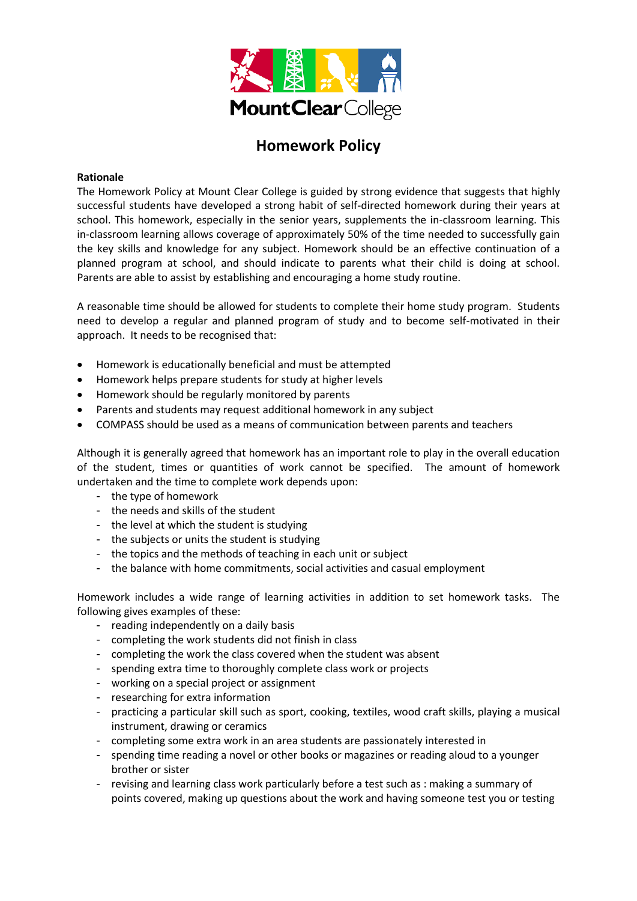# Homework Policy

**Rationale**

The Homework Policy at Mount Clear College is guided by strong evidence that suggests that highly successful students have developed a strong habit of self-directed homework during their years at school. This homework, especially in the senior years, supplements the in-classroom learning. This in-classroom learning allows coverage of approximately 50% of the time needed to successfully gain the key skills and knowledge for any subject. Homework should be an effective continuation of a planned program at school, and should indicate to parents what their child is doing at school. Parents are able to assist by establishing and encouraging a home study routine.

A reasonable time should be allowed for students to complete their home study program. Students need to develop a regular and planned program of study and to become self-motivated in their approach. It needs to be recognised that:

- Homework is educationally beneficial and must be attempted
- Homework helps prepare students for study at higher levels
- Homework should be regularly monitored by parents
- Parents and students may request additional homework in any subject
- COMPASS should be used as a means of communication between parents and teachers

Although it is generally agreed that homework has an important role to play in the overall education of the student, times or quantities of work cannot be specified. The amount of homework undertaken and the time to complete work depends upon:

- the type of homework
- the needs and skills of the student
- the level at which the student is studying
- the subjects or units the student is studying
- the topics and the methods of teaching in each unit or subject
- the balance with home commitments, social activities and casual employment

Homework includes a wide range of learning activities in addition to set homework tasks. The following gives examples of these:

- reading independently on a daily basis
- completing the work students did not finish in class
- completing the work the class covered when the student was absent
- spending extra time to thoroughly complete class work or projects
- working on a special project or assignment
- researching for extra information
- practicing a particular skill such as sport, cooking, textiles, wood craft skills, playing a musical instrument, drawing or ceramics
- completing some extra work in an area students are passionately interested in
- spending time reading a novel or other books or magazines or reading aloud to a younger brother or sister
- revising and learning class work particularly before a test such as : making a summary of points covered, making up questions about the work and having someone test you or testing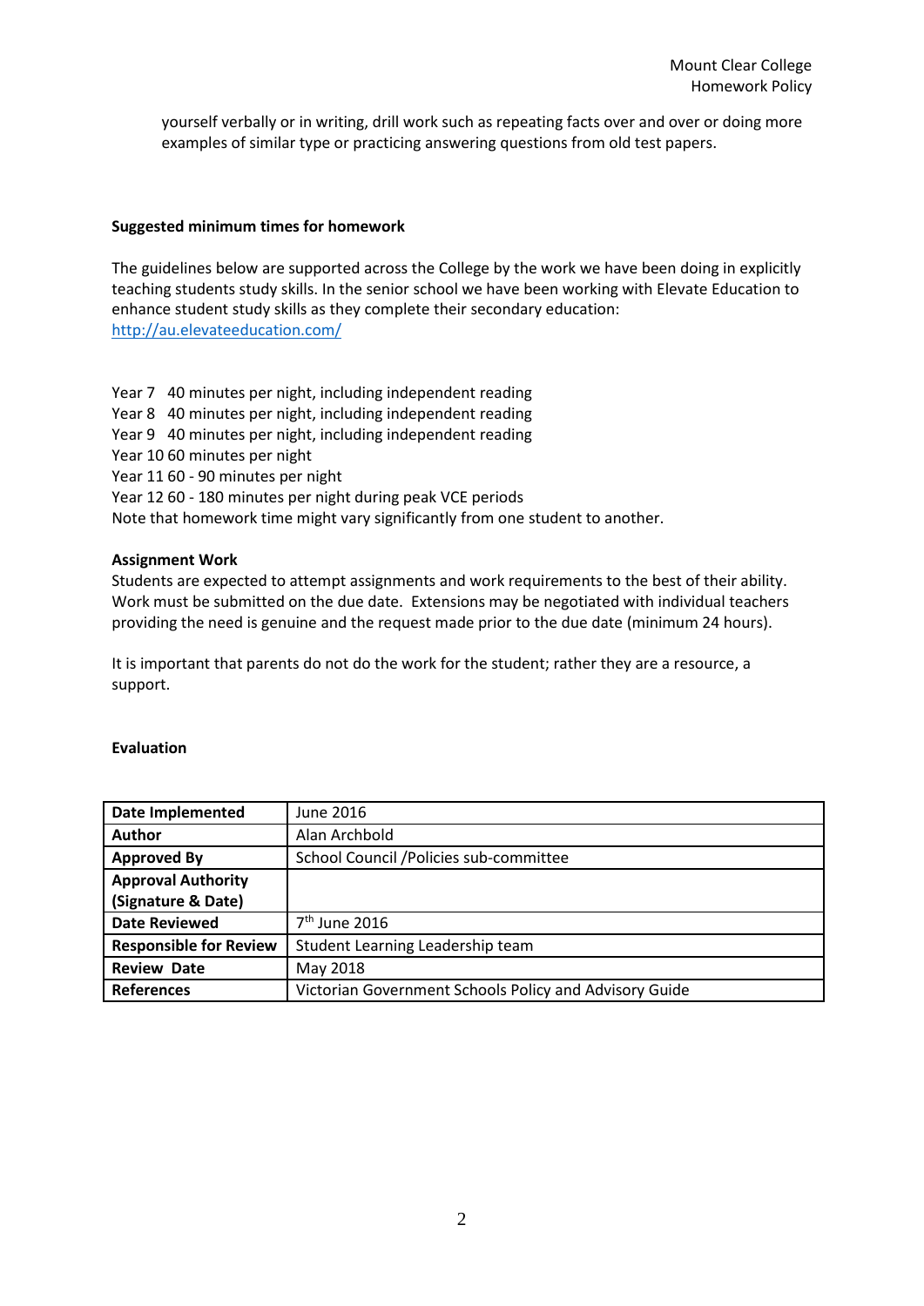yourself verbally or in writing, drill work such as repeating facts over and over or doing more examples of similar type or practicing answering questions from old test papers.

**Suggested minimum times for homework**

The guidelines below are supported across the College by the work we have been doing in explicitly teaching students study skills. In the senior school we have been working with Elevate Education to enhance student study skills as they complete their secondary education: [http://au.elevateeducation.com/](http://au.elevateeducation.com/)

Year 7 40 minutes per night, including independent reading
Year 8 40 minutes per night, including independent reading
Year 9 40 minutes per night, including independent reading
Year 10 60 minutes per night
Year 11 60 - 90 minutes per night
Year 12 60 - 180 minutes per night during peak VCE periods
Note that homework time might vary significantly from one student to another.

**Assignment Work**
Students are expected to attempt assignments and work requirements to the best of their ability. Work must be submitted on the due date. Extensions may be negotiated with individual teachers providing the need is genuine and the request made prior to the due date (minimum 24 hours).

It is important that parents do not do the work for the student; rather they are a resource, a support.

**Evaluation**

| | |
|---|---|
| **Date Implemented** | June 2016 |
| **Author** | Alan Archbold |
| **Approved By** | School Council /Policies sub-committee |
| **Approval Authority (Signature & Date)** | |
| **Date Reviewed** | 7th June 2016 |
| **Responsible for Review** | Student Learning Leadership team |
| **Review Date** | May 2018 |
| **References** | Victorian Government Schools Policy and Advisory Guide |